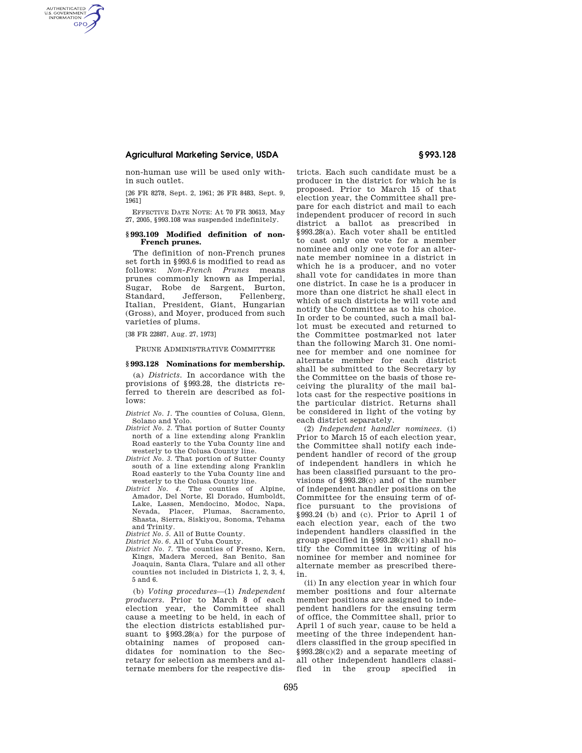non-human use will be used only within such outlet.

[26 FR 8278, Sept. 2, 1961; 26 FR 8483, Sept. 9, 1961]

EFFECTIVE DATE NOTE: At 70 FR 30613, May 27, 2005, §993.108 was suspended indefinitely.

### §993.109 Modified definition of non-French prunes.

The definition of non-French prunes set forth in §993.6 is modified to read as follows: *Non-French Prunes* means prunes commonly known as Imperial, Sugar, Robe de Sargent, Burton, Standard, Jefferson, Fellenberg, Italian, President, Giant, Hungarian (Gross), and Moyer, produced from such varieties of plums.

[38 FR 22887, Aug. 27, 1973]

PRUNE ADMINISTRATIVE COMMITTEE

### §993.128 Nominations for membership.

(a) *Districts.* In accordance with the provisions of §993.28, the districts referred to therein are described as follows:

*District No. 1.* The counties of Colusa, Glenn, Solano and Yolo.

*District No. 2.* That portion of Sutter County north of a line extending along Franklin Road easterly to the Yuba County line and westerly to the Colusa County line.

*District No. 3.* That portion of Sutter County south of a line extending along Franklin Road easterly to the Yuba County line and westerly to the Colusa County line.

*District No. 4.* The counties of Alpine, Amador, Del Norte, El Dorado, Humboldt, Lake, Lassen, Mendocino, Modoc, Napa, Nevada, Placer, Plumas, Sacramento, Shasta, Sierra, Siskiyou, Sonoma, Tehama and Trinity.

*District No. 5.* All of Butte County.

*District No. 6.* All of Yuba County.

*District No. 7.* The counties of Fresno, Kern, Kings, Madera Merced, San Benito, San Joaquin, Santa Clara, Tulare and all other counties not included in Districts 1, 2, 3, 4, 5 and 6.

(b) *Voting procedures*—(1) *Independent producers.* Prior to March 8 of each election year, the Committee shall cause a meeting to be held, in each of the election districts established pursuant to §993.28(a) for the purpose of obtaining names of proposed candidates for nomination to the Secretary for selection as members and alternate members for the respective districts. Each such candidate must be a producer in the district for which he is proposed. Prior to March 15 of that election year, the Committee shall prepare for each district and mail to each independent producer of record in such district a ballot as prescribed in §993.28(a). Each voter shall be entitled to cast only one vote for a member nominee and only one vote for an alternate member nominee in a district in which he is a producer, and no voter shall vote for candidates in more than one district. In case he is a producer in more than one district he shall elect in which of such districts he will vote and notify the Committee as to his choice. In order to be counted, such a mail ballot must be executed and returned to the Committee postmarked not later than the following March 31. One nominee for member and one nominee for alternate member for each district shall be submitted to the Secretary by the Committee on the basis of those receiving the plurality of the mail ballots cast for the respective positions in the particular district. Returns shall be considered in light of the voting by each district separately.

(2) *Independent handler nominees.* (i) Prior to March 15 of each election year, the Committee shall notify each independent handler of record of the group of independent handlers in which he has been classified pursuant to the provisions of §993.28(c) and of the number of independent handler positions on the Committee for the ensuing term of office pursuant to the provisions of §993.24 (b) and (c). Prior to April 1 of each election year, each of the two independent handlers classified in the group specified in §993.28(c)(1) shall notify the Committee in writing of his nominee for member and nominee for alternate member as prescribed therein.

(ii) In any election year in which four member positions and four alternate member positions are assigned to independent handlers for the ensuing term of office, the Committee shall, prior to April 1 of such year, cause to be held a meeting of the three independent handlers classified in the group specified in §993.28(c)(2) and a separate meeting of all other independent handlers classified in the group specified in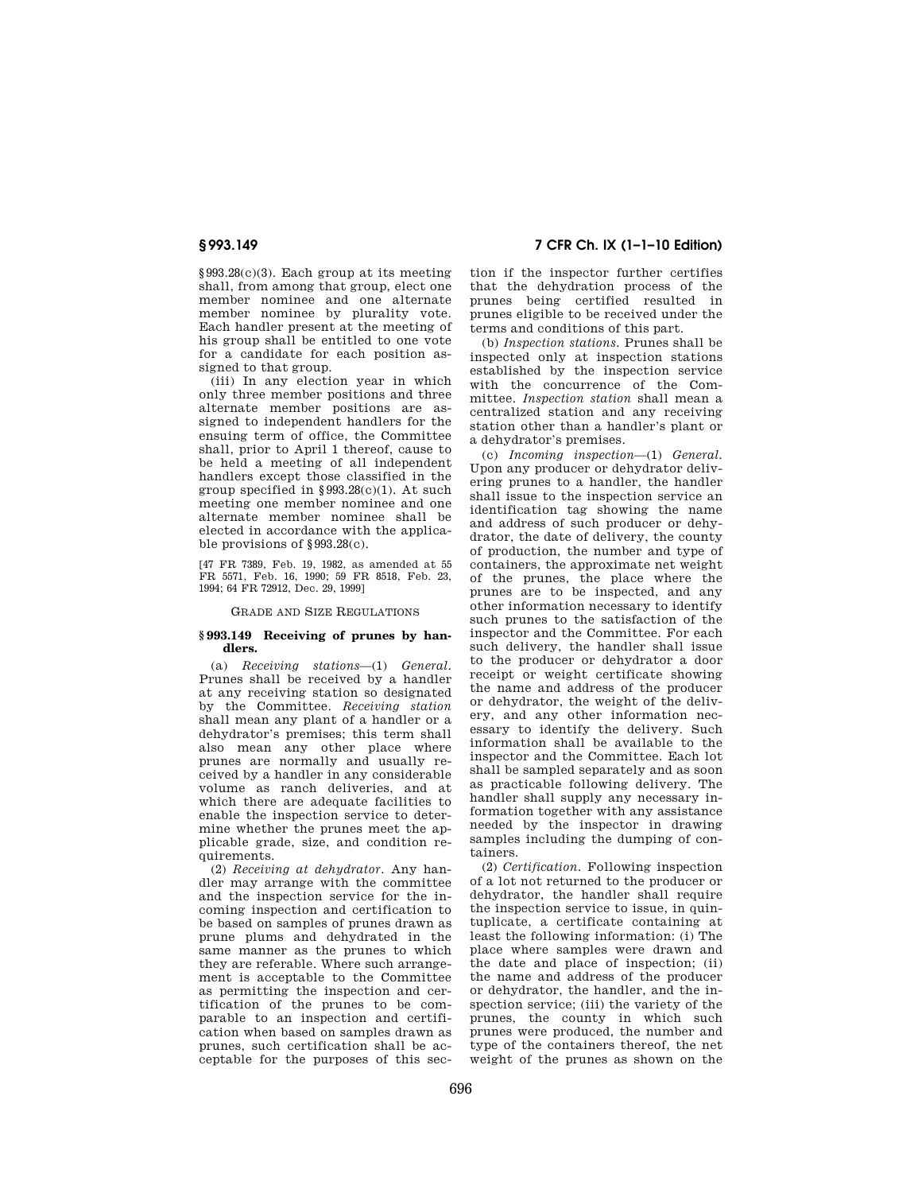§ 993.28(c)(3). Each group at its meeting shall, from among that group, elect one member nominee and one alternate member nominee by plurality vote. Each handler present at the meeting of his group shall be entitled to one vote for a candidate for each position assigned to that group.

(iii) In any election year in which only three member positions and three alternate member positions are assigned to independent handlers for the ensuing term of office, the Committee shall, prior to April 1 thereof, cause to be held a meeting of all independent handlers except those classified in the group specified in § 993.28(c)(1). At such meeting one member nominee and one alternate member nominee shall be elected in accordance with the applicable provisions of § 993.28(c).

[47 FR 7389, Feb. 19, 1982, as amended at 55 FR 5571, Feb. 16, 1990; 59 FR 8518, Feb. 23, 1994; 64 FR 72912, Dec. 29, 1999]

GRADE AND SIZE REGULATIONS

### § 993.149 Receiving of prunes by handlers.

(a) *Receiving stations*—(1) *General*. Prunes shall be received by a handler at any receiving station so designated by the Committee. *Receiving station* shall mean any plant of a handler or a dehydrator's premises; this term shall also mean any other place where prunes are normally and usually received by a handler in any considerable volume as ranch deliveries, and at which there are adequate facilities to enable the inspection service to determine whether the prunes meet the applicable grade, size, and condition requirements.

(2) *Receiving at dehydrator*. Any handler may arrange with the committee and the inspection service for the incoming inspection and certification to be based on samples of prunes drawn as prune plums and dehydrated in the same manner as the prunes to which they are referable. Where such arrangement is acceptable to the Committee as permitting the inspection and certification of the prunes to be comparable to an inspection and certification when based on samples drawn as prunes, such certification shall be acceptable for the purposes of this section if the inspector further certifies that the dehydration process of the prunes being certified resulted in prunes eligible to be received under the terms and conditions of this part.

(b) *Inspection stations*. Prunes shall be inspected only at inspection stations established by the inspection service with the concurrence of the Committee. *Inspection station* shall mean a centralized station and any receiving station other than a handler's plant or a dehydrator's premises.

(c) *Incoming inspection*—(1) *General*. Upon any producer or dehydrator delivering prunes to a handler, the handler shall issue to the inspection service an identification tag showing the name and address of such producer or dehydrator, the date of delivery, the county of production, the number and type of containers, the approximate net weight of the prunes, the place where the prunes are to be inspected, and any other information necessary to identify such prunes to the satisfaction of the inspector and the Committee. For each such delivery, the handler shall issue to the producer or dehydrator a door receipt or weight certificate showing the name and address of the producer or dehydrator, the weight of the delivery, and any other information necessary to identify the delivery. Such information shall be available to the inspector and the Committee. Each lot shall be sampled separately and as soon as practicable following delivery. The handler shall supply any necessary information together with any assistance needed by the inspector in drawing samples including the dumping of containers.

(2) *Certification*. Following inspection of a lot not returned to the producer or dehydrator, the handler shall require the inspection service to issue, in quintuplicate, a certificate containing at least the following information: (i) The place where samples were drawn and the date and place of inspection; (ii) the name and address of the producer or dehydrator, the handler, and the inspection service; (iii) the variety of the prunes, the county in which such prunes were produced, the number and type of the containers thereof, the net weight of the prunes as shown on the